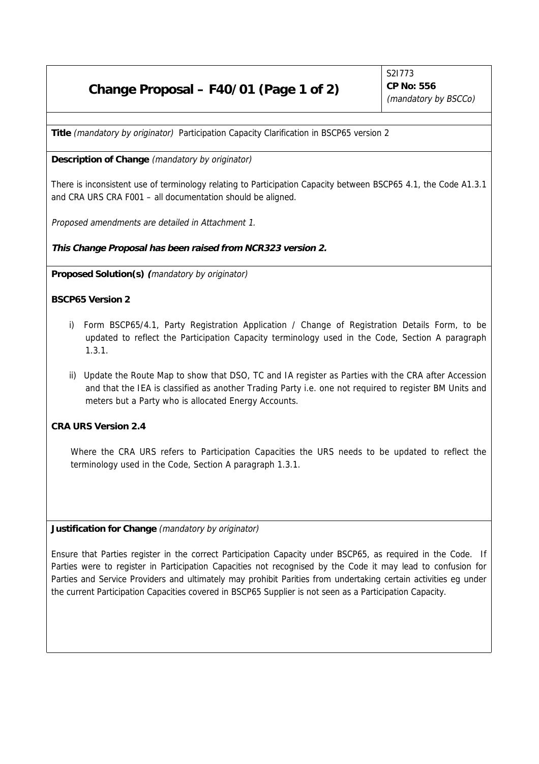# Change Proposal – F40/01 (Page 1 of 2)

S2I773
**CP No: 556**
*(mandatory by BSCCo)*

**Title** *(mandatory by originator)* Participation Capacity Clarification in BSCP65 version 2

**Description of Change** *(mandatory by originator)*

There is inconsistent use of terminology relating to Participation Capacity between BSCP65 4.1, the Code A1.3.1 and CRA URS CRA F001 – all documentation should be aligned.

*Proposed amendments are detailed in Attachment 1.*

***This Change Proposal has been raised from NCR323 version 2.***

**Proposed Solution(s)** *(mandatory by originator)*

**BSCP65 Version 2**

i) Form BSCP65/4.1, Party Registration Application / Change of Registration Details Form, to be updated to reflect the Participation Capacity terminology used in the Code, Section A paragraph 1.3.1.

ii) Update the Route Map to show that DSO, TC and IA register as Parties with the CRA after Accession and that the IEA is classified as another Trading Party i.e. one not required to register BM Units and meters but a Party who is allocated Energy Accounts.

**CRA URS Version 2.4**

Where the CRA URS refers to Participation Capacities the URS needs to be updated to reflect the terminology used in the Code, Section A paragraph 1.3.1.

**Justification for Change** *(mandatory by originator)*

Ensure that Parties register in the correct Participation Capacity under BSCP65, as required in the Code. If Parties were to register in Participation Capacities not recognised by the Code it may lead to confusion for Parties and Service Providers and ultimately may prohibit Parities from undertaking certain activities eg under the current Participation Capacities covered in BSCP65 Supplier is not seen as a Participation Capacity.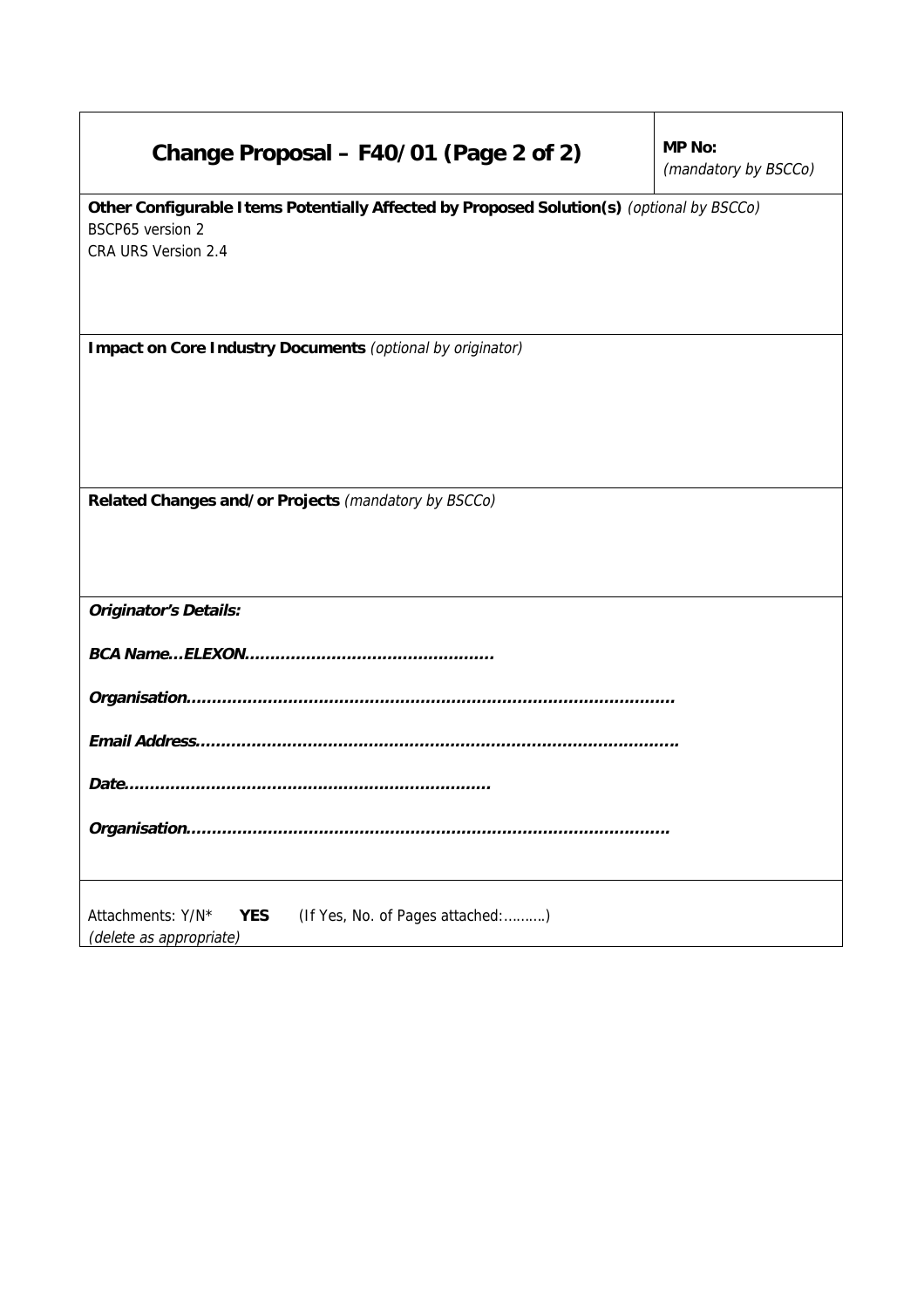| **Change Proposal – F40/01 (Page 2 of 2)** | **MP No:** *(mandatory by BSCCo)* |
|---|---|
| **Other Configurable Items Potentially Affected by Proposed Solution(s)** *(optional by BSCCo)*<br>BSCP65 version 2<br>CRA URS Version 2.4 | |
| **Impact on Core Industry Documents** *(optional by originator)* | |
| **Related Changes and/or Projects** *(mandatory by BSCCo)* | |
| ***Originator's Details:***<br>***BCA Name…ELEXON…………………………………………***<br>***Organisation………………………………………………………………………………***<br>***Email Address………………………………………………………………………………***<br>***Date…………………………………………………………***<br>***Organisation………………………………………………………………………………*** | |
| Attachments: Y/N* **YES** (If Yes, No. of Pages attached:……….)<br>*(delete as appropriate)* | |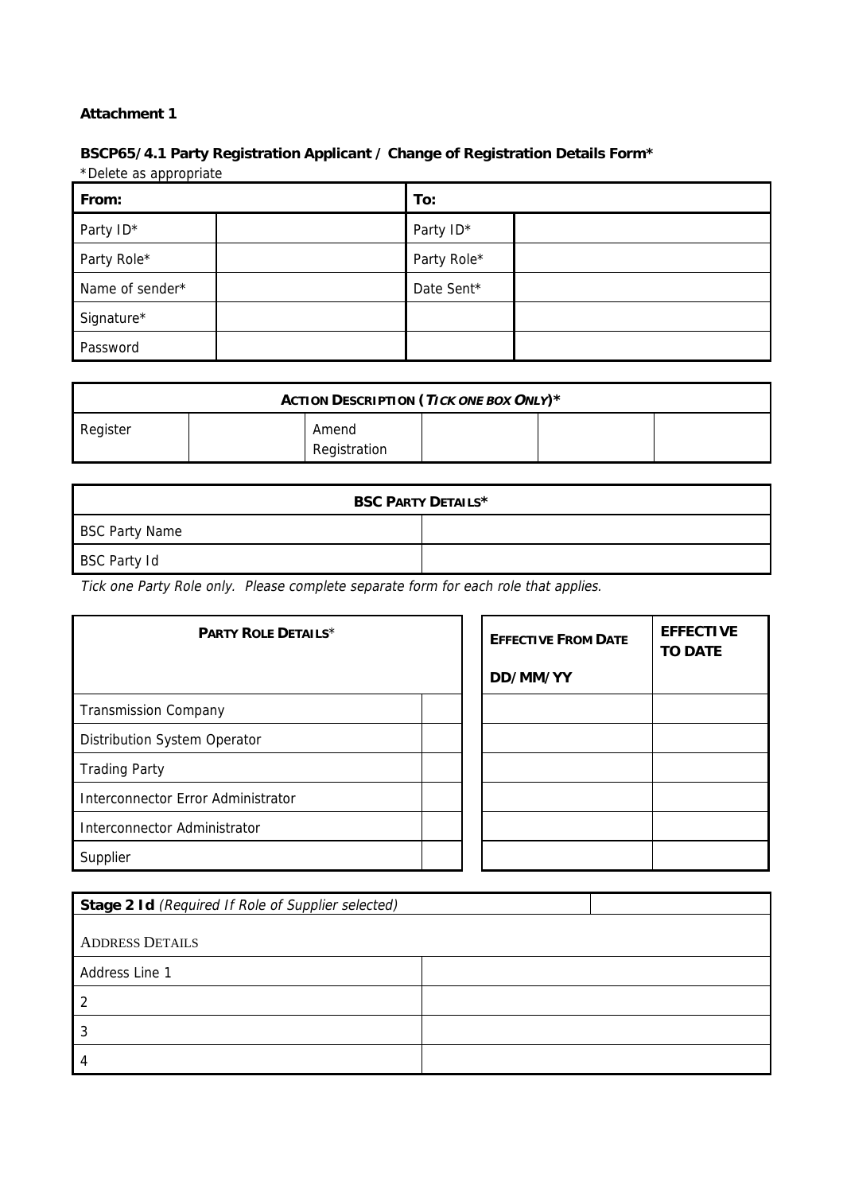**Attachment 1**

**BSCP65/4.1 Party Registration Applicant / Change of Registration Details Form***

*Delete as appropriate

| **From:** | | **To:** | |
|---|---|---|---|
| Party ID* | | Party ID* | |
| Party Role* | | Party Role* | |
| Name of sender* | | Date Sent* | |
| Signature* | | | |
| Password | | | |

| **ACTION DESCRIPTION (*TICK ONE BOX ONLY*)*** | | | | | |
|---|---|---|---|---|---|
| Register | | Amend Registration | | | |

| **BSC PARTY DETAILS*** | |
|---|---|
| BSC Party Name | |
| BSC Party Id | |

*Tick one Party Role only. Please complete separate form for each role that applies.*

| **PARTY ROLE DETAILS*** | | **EFFECTIVE FROM DATE DD/MM/YY** | **EFFECTIVE TO DATE** |
|---|---|---|---|
| Transmission Company | | | |
| Distribution System Operator | | | |
| Trading Party | | | |
| Interconnector Error Administrator | | | |
| Interconnector Administrator | | | |
| Supplier | | | |

| **Stage 2 Id** *(Required If Role of Supplier selected)* | |
|---|---|
| ADDRESS DETAILS | |
| Address Line 1 | |
| 2 | |
| 3 | |
| 4 | |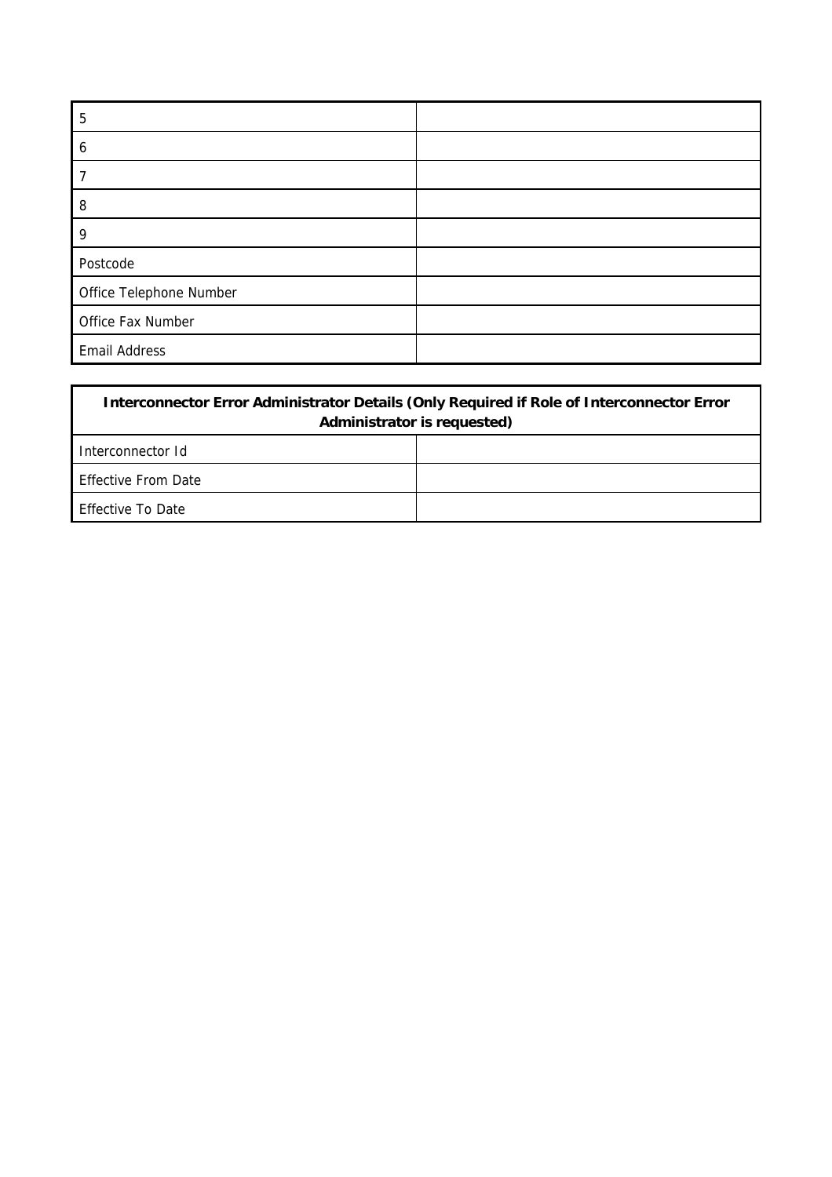| | |
|---|---|
| 5 | |
| 6 | |
| 7 | |
| 8 | |
| 9 | |
| Postcode | |
| Office Telephone Number | |
| Office Fax Number | |
| Email Address | |

| **Interconnector Error Administrator Details (Only Required if Role of Interconnector Error Administrator is requested)** | |
|---|---|
| Interconnector Id | |
| Effective From Date | |
| Effective To Date | |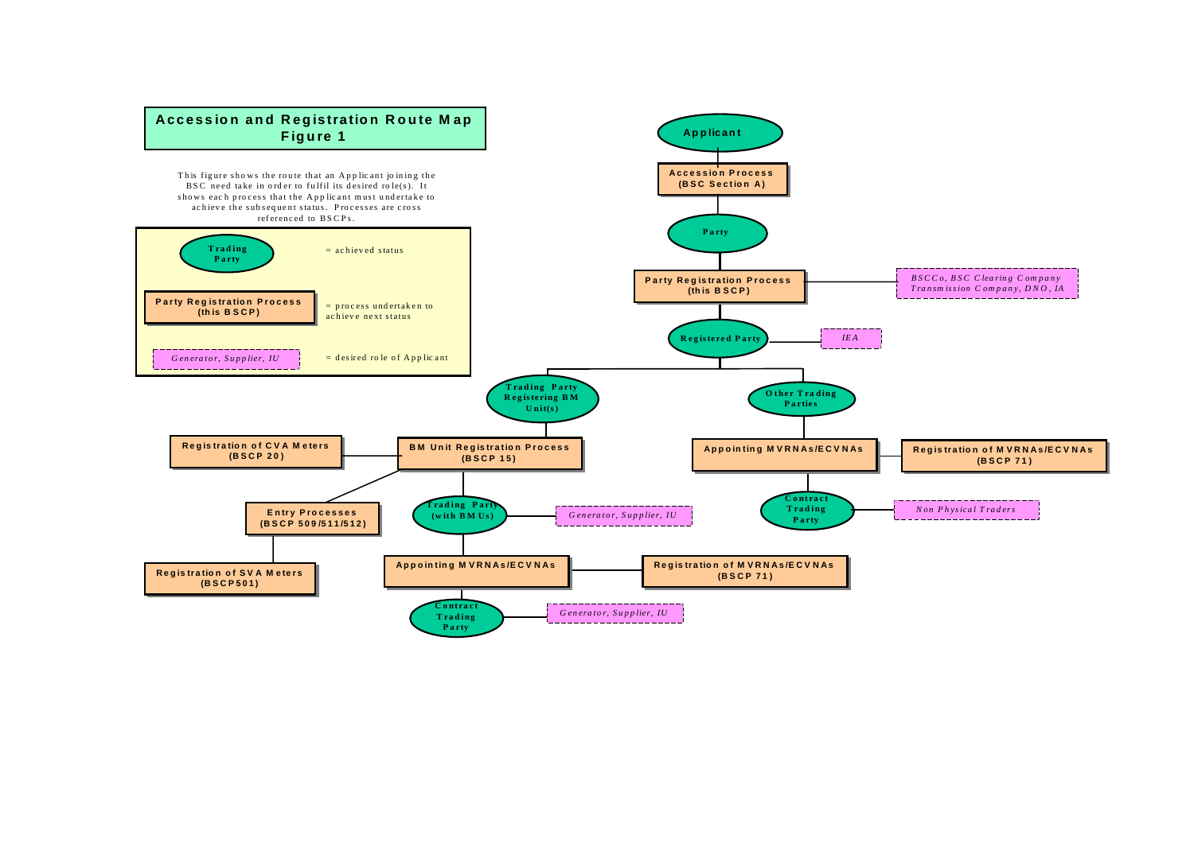# Accession and Registration Route Map
## Figure 1

This figure shows the route that an Applicant joining the BSC need take in order to fulfil its desired role(s). It shows each process that the Applicant must undertake to achieve the subsequent status. Processes are cross referenced to BSCPs.

Key:

- Trading Party = achieved status
- Party Registration Process (this BSCP) = process undertaken to achieve next status
- *Generator, Supplier, IU* = desired role of Applicant

Applicant

Accession Process (BSC Section A)

Party

Party Registration Process (this BSCP)

*BSCCo, BSC Clearing Company Transmission Company, DNO, IA*

Registered Party

*IEA*

Trading Party Registering BM Unit(s)

Other Trading Parties

Registration of CVA Meters (BSCP 20)

BM Unit Registration Process (BSCP 15)

Appointing MVRNAs/ECVNAs

Registration of MVRNAs/ECVNAs (BSCP 71)

Entry Processes (BSCP 509/511/512)

Trading Party (with BM Us)

*Generator, Supplier, IU*

Contract Trading Party

*Non Physical Traders*

Registration of SVA Meters (BSCP501)

Appointing MVRNAs/ECVNAs

Registration of MVRNAs/ECVNAs (BSCP 71)

Contract Trading Party

*Generator, Supplier, IU*